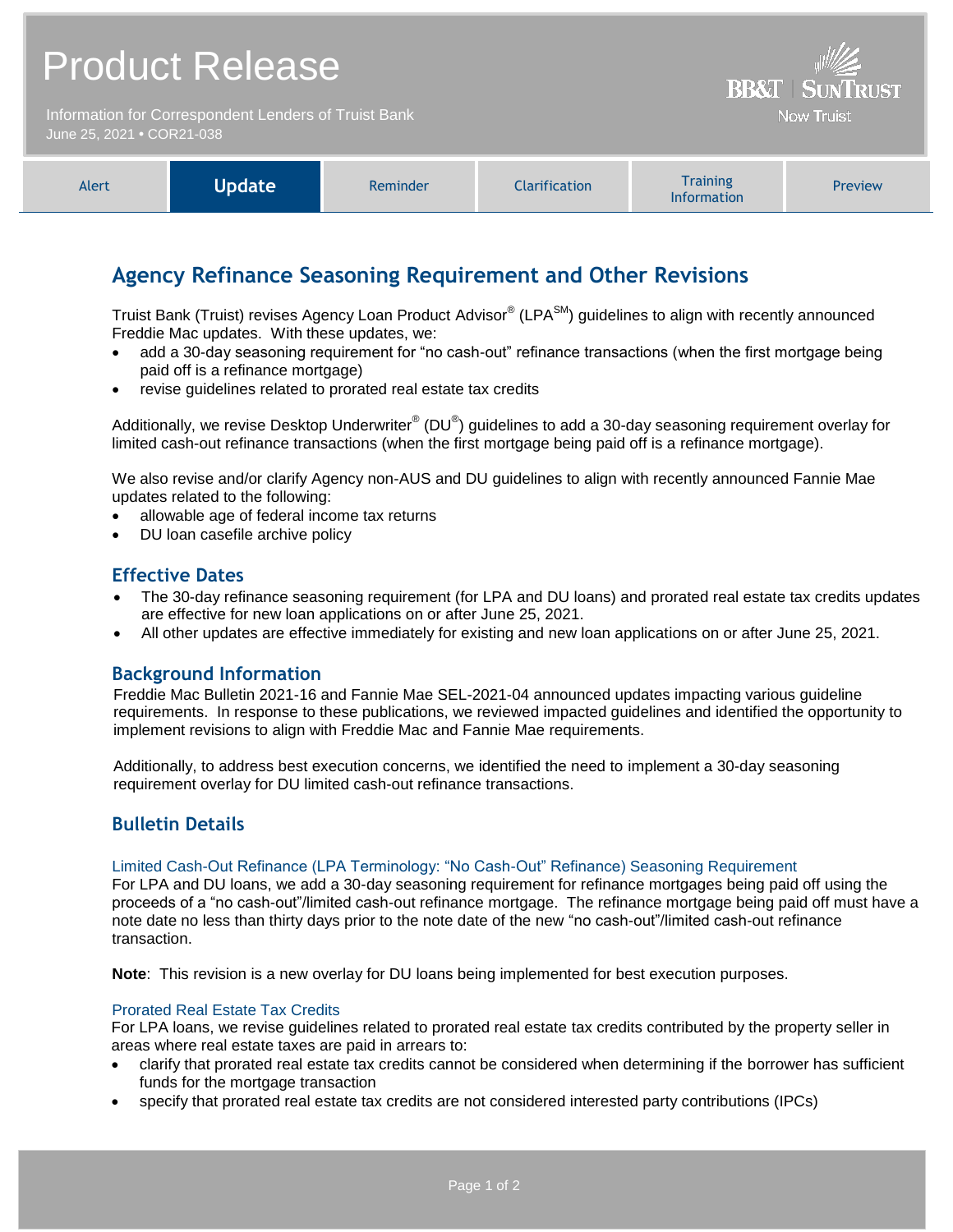# Product Release

Information for Correspondent Lenders of Truist Bank
June 25, 2021 • COR21-038

BB&T | SunTrust
Now Truist

| Alert | **Update** | Reminder | Clarification | Training Information | Preview |
|---|---|---|---|---|---|

## Agency Refinance Seasoning Requirement and Other Revisions

Truist Bank (Truist) revises Agency Loan Product Advisor® (LPA℠) guidelines to align with recently announced Freddie Mac updates. With these updates, we:

- add a 30-day seasoning requirement for "no cash-out" refinance transactions (when the first mortgage being paid off is a refinance mortgage)
- revise guidelines related to prorated real estate tax credits

Additionally, we revise Desktop Underwriter® (DU®) guidelines to add a 30-day seasoning requirement overlay for limited cash-out refinance transactions (when the first mortgage being paid off is a refinance mortgage).

We also revise and/or clarify Agency non-AUS and DU guidelines to align with recently announced Fannie Mae updates related to the following:

- allowable age of federal income tax returns
- DU loan casefile archive policy

### Effective Dates

- The 30-day refinance seasoning requirement (for LPA and DU loans) and prorated real estate tax credits updates are effective for new loan applications on or after June 25, 2021.
- All other updates are effective immediately for existing and new loan applications on or after June 25, 2021.

### Background Information

Freddie Mac Bulletin 2021-16 and Fannie Mae SEL-2021-04 announced updates impacting various guideline requirements. In response to these publications, we reviewed impacted guidelines and identified the opportunity to implement revisions to align with Freddie Mac and Fannie Mae requirements.

Additionally, to address best execution concerns, we identified the need to implement a 30-day seasoning requirement overlay for DU limited cash-out refinance transactions.

### Bulletin Details

#### Limited Cash-Out Refinance (LPA Terminology: "No Cash-Out" Refinance) Seasoning Requirement

For LPA and DU loans, we add a 30-day seasoning requirement for refinance mortgages being paid off using the proceeds of a "no cash-out"/limited cash-out refinance mortgage. The refinance mortgage being paid off must have a note date no less than thirty days prior to the note date of the new "no cash-out"/limited cash-out refinance transaction.

**Note**: This revision is a new overlay for DU loans being implemented for best execution purposes.

#### Prorated Real Estate Tax Credits

For LPA loans, we revise guidelines related to prorated real estate tax credits contributed by the property seller in areas where real estate taxes are paid in arrears to:

- clarify that prorated real estate tax credits cannot be considered when determining if the borrower has sufficient funds for the mortgage transaction
- specify that prorated real estate tax credits are not considered interested party contributions (IPCs)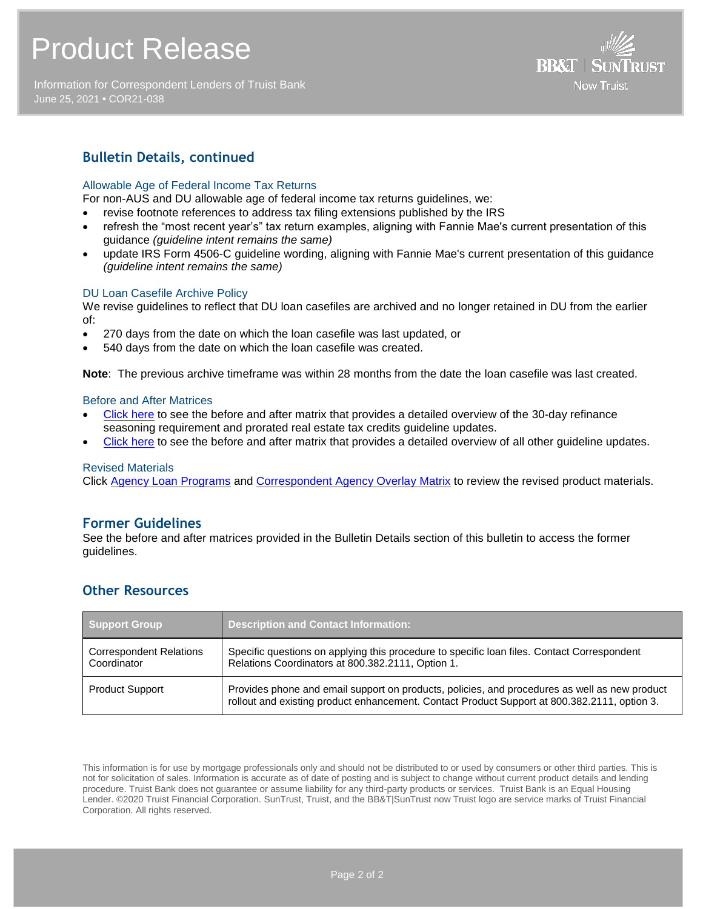## Bulletin Details, continued

### Allowable Age of Federal Income Tax Returns

For non-AUS and DU allowable age of federal income tax returns guidelines, we:

- revise footnote references to address tax filing extensions published by the IRS
- refresh the "most recent year's" tax return examples, aligning with Fannie Mae's current presentation of this guidance *(guideline intent remains the same)*
- update IRS Form 4506-C guideline wording, aligning with Fannie Mae's current presentation of this guidance *(guideline intent remains the same)*

### DU Loan Casefile Archive Policy

We revise guidelines to reflect that DU loan casefiles are archived and no longer retained in DU from the earlier of:

- 270 days from the date on which the loan casefile was last updated, or
- 540 days from the date on which the loan casefile was created.

**Note**: The previous archive timeframe was within 28 months from the date the loan casefile was last created.

### Before and After Matrices

- Click here to see the before and after matrix that provides a detailed overview of the 30-day refinance seasoning requirement and prorated real estate tax credits guideline updates.
- Click here to see the before and after matrix that provides a detailed overview of all other guideline updates.

### Revised Materials

Click Agency Loan Programs and Correspondent Agency Overlay Matrix to review the revised product materials.

## Former Guidelines

See the before and after matrices provided in the Bulletin Details section of this bulletin to access the former guidelines.

## Other Resources

| Support Group | Description and Contact Information: |
|---|---|
| Correspondent Relations Coordinator | Specific questions on applying this procedure to specific loan files. Contact Correspondent Relations Coordinators at 800.382.2111, Option 1. |
| Product Support | Provides phone and email support on products, policies, and procedures as well as new product rollout and existing product enhancement. Contact Product Support at 800.382.2111, option 3. |

This information is for use by mortgage professionals only and should not be distributed to or used by consumers or other third parties. This is not for solicitation of sales. Information is accurate as of date of posting and is subject to change without current product details and lending procedure. Truist Bank does not guarantee or assume liability for any third-party products or services. Truist Bank is an Equal Housing Lender. ©2020 Truist Financial Corporation. SunTrust, Truist, and the BB&T|SunTrust now Truist logo are service marks of Truist Financial Corporation. All rights reserved.